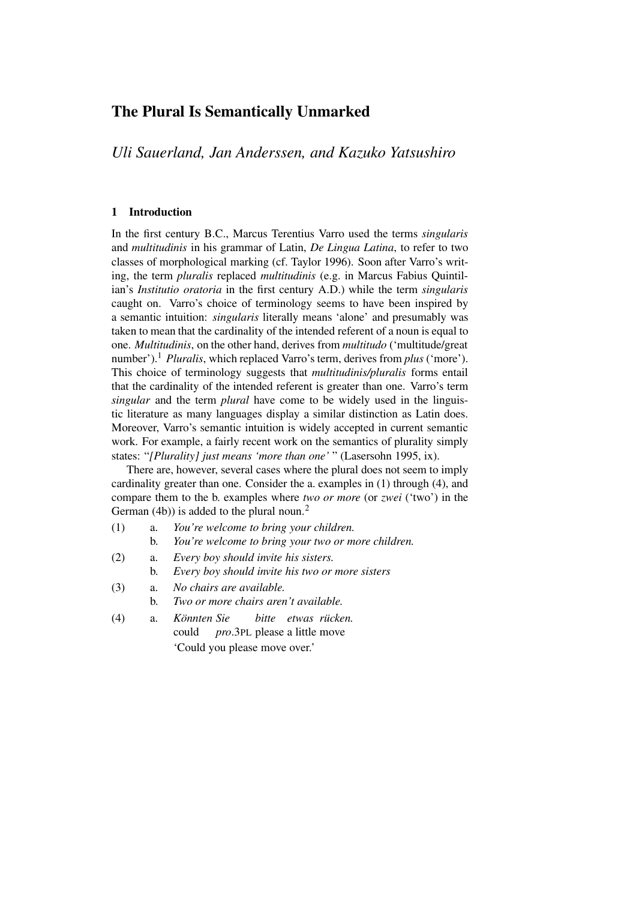# The Plural Is Semantically Unmarked

*Uli Sauerland, Jan Anderssen, and Kazuko Yatsushiro*

## 1 Introduction

In the first century B.C., Marcus Terentius Varro used the terms *singularis* and *multitudinis* in his grammar of Latin, *De Lingua Latina*, to refer to two classes of morphological marking (cf. Taylor 1996). Soon after Varro's writing, the term *pluralis* replaced *multitudinis* (e.g. in Marcus Fabius Quintilian's *Institutio oratoria* in the first century A.D.) while the term *singularis* caught on. Varro's choice of terminology seems to have been inspired by a semantic intuition: *singularis* literally means 'alone' and presumably was taken to mean that the cardinality of the intended referent of a noun is equal to one. *Multitudinis*, on the other hand, derives from *multitudo* ('multitude/great number').[1] *Pluralis*, which replaced Varro's term, derives from *plus* ('more'). This choice of terminology suggests that *multitudinis/pluralis* forms entail that the cardinality of the intended referent is greater than one. Varro's term *singular* and the term *plural* have come to be widely used in the linguistic literature as many languages display a similar distinction as Latin does. Moreover, Varro's semantic intuition is widely accepted in current semantic work. For example, a fairly recent work on the semantics of plurality simply states: "*[Plurality] just means 'more than one'* " (Lasersohn 1995, ix).

There are, however, several cases where the plural does not seem to imply cardinality greater than one. Consider the a. examples in (1) through (4), and compare them to the b. examples where *two or more* (or *zwei* ('two') in the German (4b)) is added to the plural noun.[2]

(1) a. *You're welcome to bring your children.*
    b. *You're welcome to bring your two or more children.*

(2) a. *Every boy should invite his sisters.*
    b. *Every boy should invite his two or more sisters*

(3) a. *No chairs are available.*
    b. *Two or more chairs aren't available.*

(4) a. *Könnten Sie bitte etwas rücken.*
    could *pro*.3PL please a little move
    'Could you please move over.'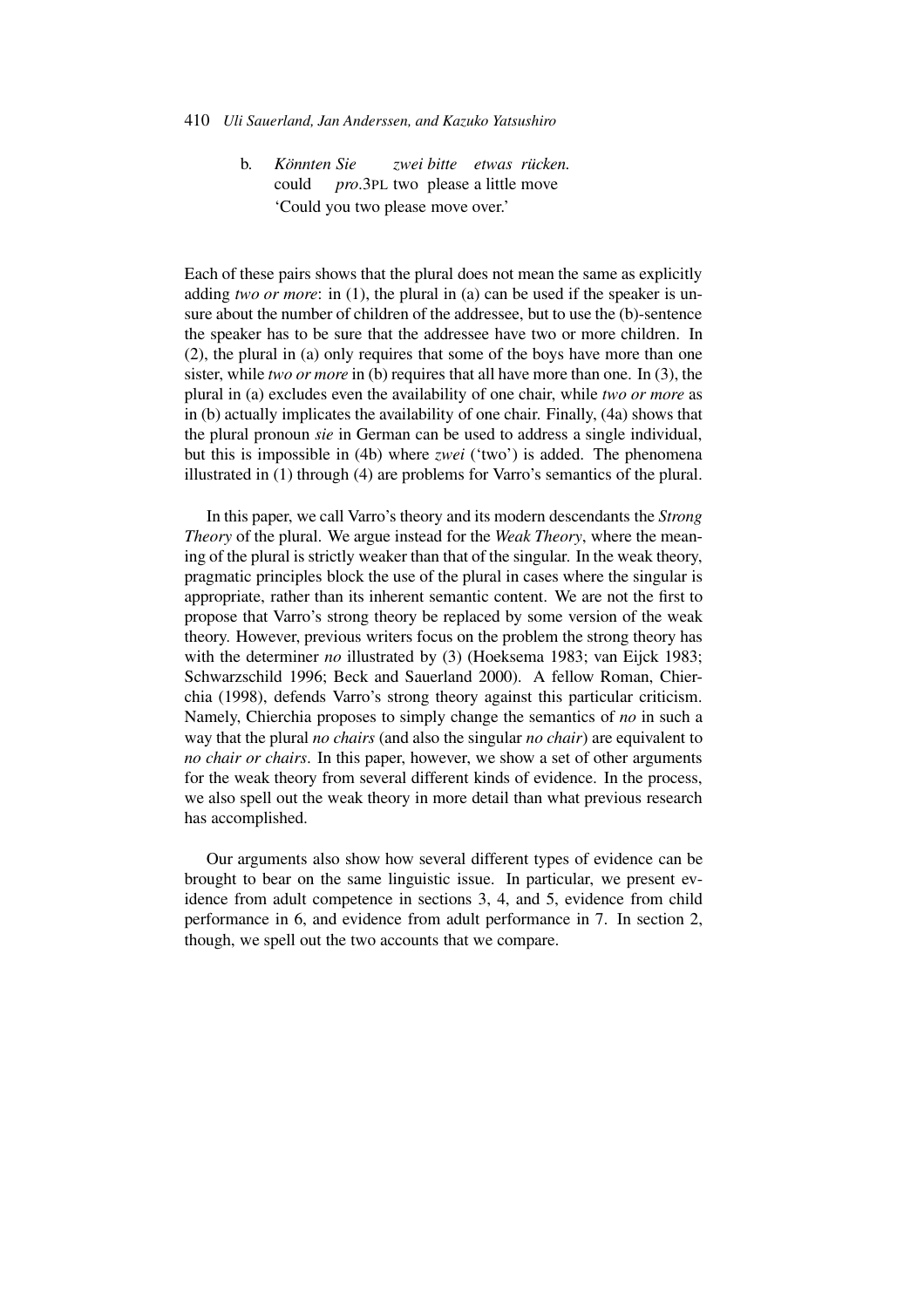b. *Könnten Sie zwei bitte etwas rücken.*
   could *pro*.3PL two please a little move
   'Could you two please move over.'

Each of these pairs shows that the plural does not mean the same as explicitly adding *two or more*: in (1), the plural in (a) can be used if the speaker is unsure about the number of children of the addressee, but to use the (b)-sentence the speaker has to be sure that the addressee have two or more children. In (2), the plural in (a) only requires that some of the boys have more than one sister, while *two or more* in (b) requires that all have more than one. In (3), the plural in (a) excludes even the availability of one chair, while *two or more* as in (b) actually implicates the availability of one chair. Finally, (4a) shows that the plural pronoun *sie* in German can be used to address a single individual, but this is impossible in (4b) where *zwei* ('two') is added. The phenomena illustrated in (1) through (4) are problems for Varro's semantics of the plural.

In this paper, we call Varro's theory and its modern descendants the *Strong Theory* of the plural. We argue instead for the *Weak Theory*, where the meaning of the plural is strictly weaker than that of the singular. In the weak theory, pragmatic principles block the use of the plural in cases where the singular is appropriate, rather than its inherent semantic content. We are not the first to propose that Varro's strong theory be replaced by some version of the weak theory. However, previous writers focus on the problem the strong theory has with the determiner *no* illustrated by (3) (Hoeksema 1983; van Eijck 1983; Schwarzschild 1996; Beck and Sauerland 2000). A fellow Roman, Chierchia (1998), defends Varro's strong theory against this particular criticism. Namely, Chierchia proposes to simply change the semantics of *no* in such a way that the plural *no chairs* (and also the singular *no chair*) are equivalent to *no chair or chairs*. In this paper, however, we show a set of other arguments for the weak theory from several different kinds of evidence. In the process, we also spell out the weak theory in more detail than what previous research has accomplished.

Our arguments also show how several different types of evidence can be brought to bear on the same linguistic issue. In particular, we present evidence from adult competence in sections 3, 4, and 5, evidence from child performance in 6, and evidence from adult performance in 7. In section 2, though, we spell out the two accounts that we compare.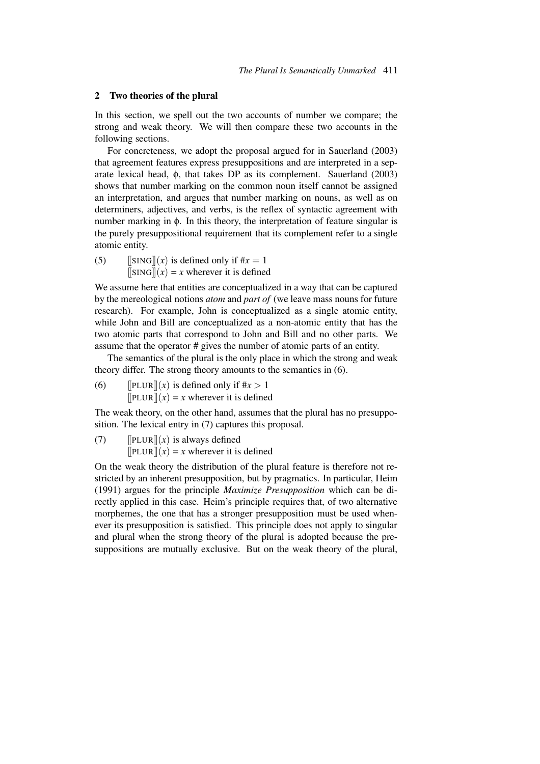## 2 Two theories of the plural

In this section, we spell out the two accounts of number we compare; the strong and weak theory. We will then compare these two accounts in the following sections.

For concreteness, we adopt the proposal argued for in Sauerland (2003) that agreement features express presuppositions and are interpreted in a separate lexical head, ϕ, that takes DP as its complement. Sauerland (2003) shows that number marking on the common noun itself cannot be assigned an interpretation, and argues that number marking on nouns, as well as on determiners, adjectives, and verbs, is the reflex of syntactic agreement with number marking in ϕ. In this theory, the interpretation of feature singular is the purely presuppositional requirement that its complement refer to a single atomic entity.

(5) $[\![\text{SING}]\!](x)$ is defined only if $\#x = 1$
$[\![\text{SING}]\!](x) = x$ wherever it is defined

We assume here that entities are conceptualized in a way that can be captured by the mereological notions *atom* and *part of* (we leave mass nouns for future research). For example, John is conceptualized as a single atomic entity, while John and Bill are conceptualized as a non-atomic entity that has the two atomic parts that correspond to John and Bill and no other parts. We assume that the operator # gives the number of atomic parts of an entity.

The semantics of the plural is the only place in which the strong and weak theory differ. The strong theory amounts to the semantics in (6).

(6) $[\![\text{PLUR}]\!](x)$ is defined only if $\#x > 1$
$[\![\text{PLUR}]\!](x) = x$ wherever it is defined

The weak theory, on the other hand, assumes that the plural has no presupposition. The lexical entry in (7) captures this proposal.

(7) $[\![\text{PLUR}]\!](x)$ is always defined
$[\![\text{PLUR}]\!](x) = x$ wherever it is defined

On the weak theory the distribution of the plural feature is therefore not restricted by an inherent presupposition, but by pragmatics. In particular, Heim (1991) argues for the principle *Maximize Presupposition* which can be directly applied in this case. Heim's principle requires that, of two alternative morphemes, the one that has a stronger presupposition must be used whenever its presupposition is satisfied. This principle does not apply to singular and plural when the strong theory of the plural is adopted because the presuppositions are mutually exclusive. But on the weak theory of the plural,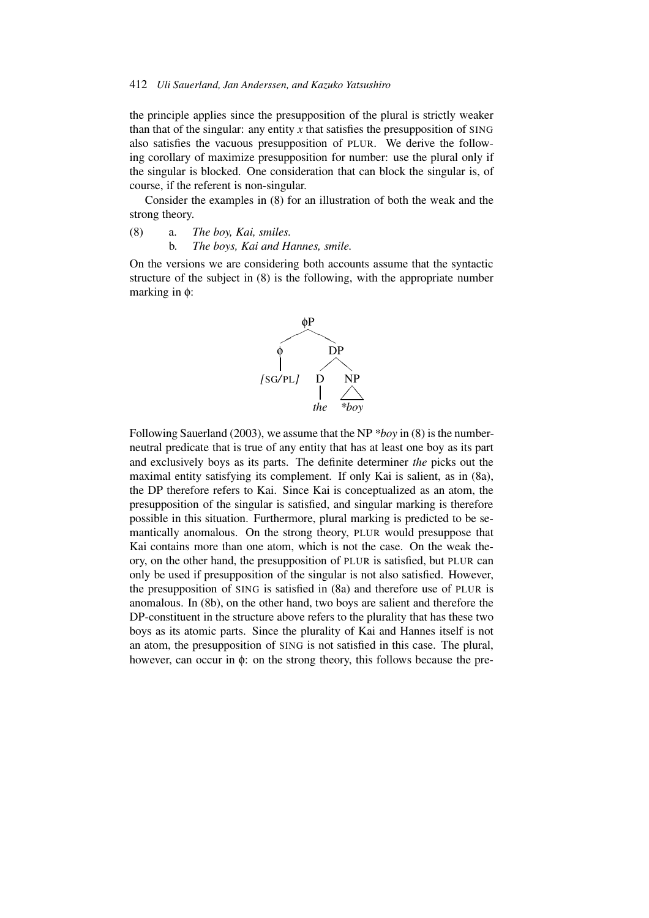the principle applies since the presupposition of the plural is strictly weaker than that of the singular: any entity *x* that satisfies the presupposition of SING also satisfies the vacuous presupposition of PLUR. We derive the following corollary of maximize presupposition for number: use the plural only if the singular is blocked. One consideration that can block the singular is, of course, if the referent is non-singular.

Consider the examples in (8) for an illustration of both the weak and the strong theory.

(8) a. *The boy, Kai, smiles.*
    b. *The boys, Kai and Hannes, smile.*

On the versions we are considering both accounts assume that the syntactic structure of the subject in (8) is the following, with the appropriate number marking in ϕ:

```
          ϕP
        /    \
       ϕ      DP
       |     /  \
  [SG/PL]   D    NP
            |    /\
           the  *boy
```

Following Sauerland (2003), we assume that the NP *\*boy* in (8) is the number-neutral predicate that is true of any entity that has at least one boy as its part and exclusively boys as its parts. The definite determiner *the* picks out the maximal entity satisfying its complement. If only Kai is salient, as in (8a), the DP therefore refers to Kai. Since Kai is conceptualized as an atom, the presupposition of the singular is satisfied, and singular marking is therefore possible in this situation. Furthermore, plural marking is predicted to be semantically anomalous. On the strong theory, PLUR would presuppose that Kai contains more than one atom, which is not the case. On the weak theory, on the other hand, the presupposition of PLUR is satisfied, but PLUR can only be used if presupposition of the singular is not also satisfied. However, the presupposition of SING is satisfied in (8a) and therefore use of PLUR is anomalous. In (8b), on the other hand, two boys are salient and therefore the DP-constituent in the structure above refers to the plurality that has these two boys as its atomic parts. Since the plurality of Kai and Hannes itself is not an atom, the presupposition of SING is not satisfied in this case. The plural, however, can occur in ϕ: on the strong theory, this follows because the pre-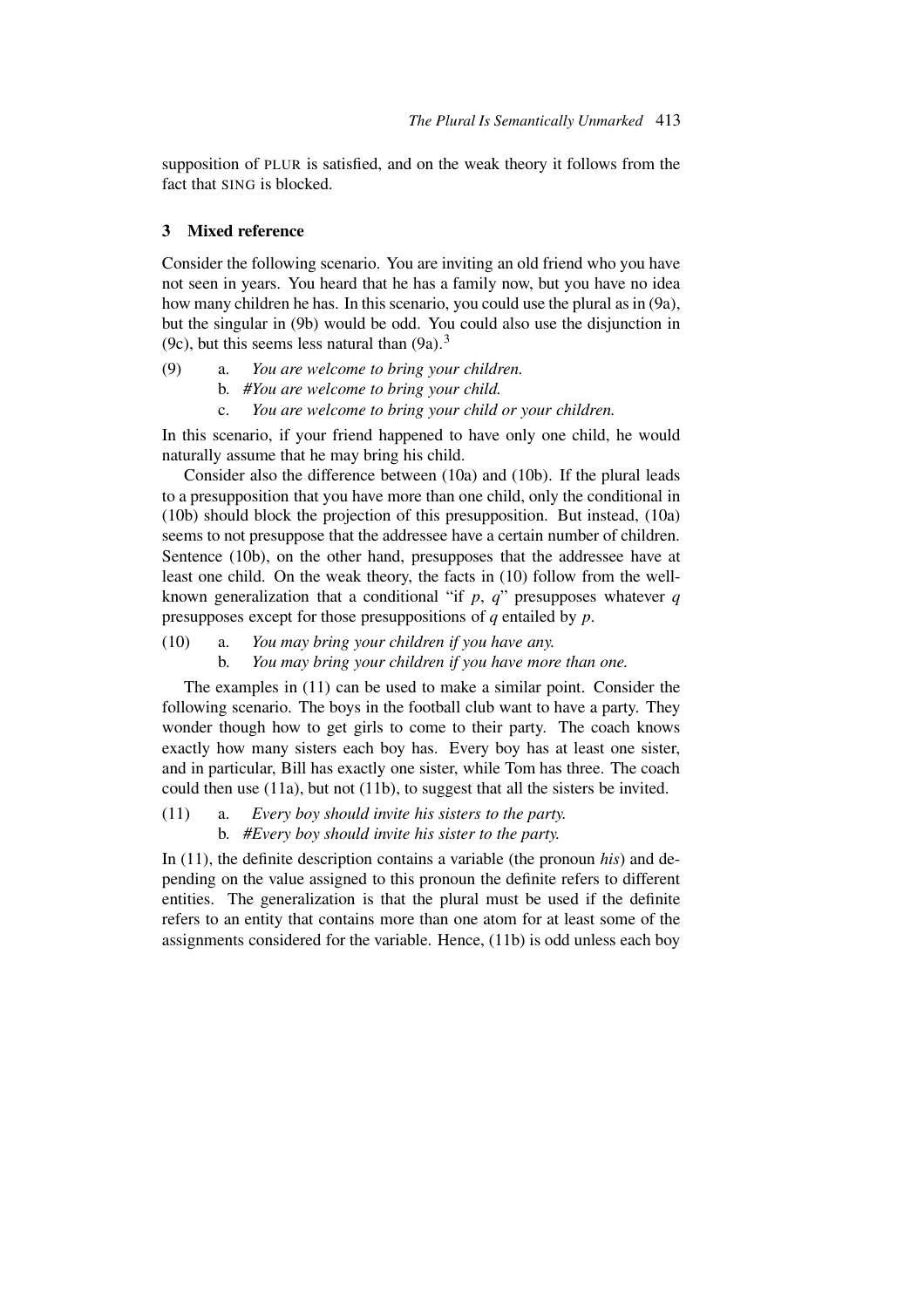supposition of PLUR is satisfied, and on the weak theory it follows from the fact that SING is blocked.

## 3 Mixed reference

Consider the following scenario. You are inviting an old friend who you have not seen in years. You heard that he has a family now, but you have no idea how many children he has. In this scenario, you could use the plural as in (9a), but the singular in (9b) would be odd. You could also use the disjunction in (9c), but this seems less natural than (9a).[3]

(9) a. *You are welcome to bring your children.*
b. *#You are welcome to bring your child.*
c. *You are welcome to bring your child or your children.*

In this scenario, if your friend happened to have only one child, he would naturally assume that he may bring his child.

Consider also the difference between (10a) and (10b). If the plural leads to a presupposition that you have more than one child, only the conditional in (10b) should block the projection of this presupposition. But instead, (10a) seems to not presuppose that the addressee have a certain number of children. Sentence (10b), on the other hand, presupposes that the addressee have at least one child. On the weak theory, the facts in (10) follow from the well-known generalization that a conditional "if *p*, *q*" presupposes whatever *q* presupposes except for those presuppositions of *q* entailed by *p*.

(10) a. *You may bring your children if you have any.*
b. *You may bring your children if you have more than one.*

The examples in (11) can be used to make a similar point. Consider the following scenario. The boys in the football club want to have a party. They wonder though how to get girls to come to their party. The coach knows exactly how many sisters each boy has. Every boy has at least one sister, and in particular, Bill has exactly one sister, while Tom has three. The coach could then use (11a), but not (11b), to suggest that all the sisters be invited.

(11) a. *Every boy should invite his sisters to the party.*
b. *#Every boy should invite his sister to the party.*

In (11), the definite description contains a variable (the pronoun *his*) and depending on the value assigned to this pronoun the definite refers to different entities. The generalization is that the plural must be used if the definite refers to an entity that contains more than one atom for at least some of the assignments considered for the variable. Hence, (11b) is odd unless each boy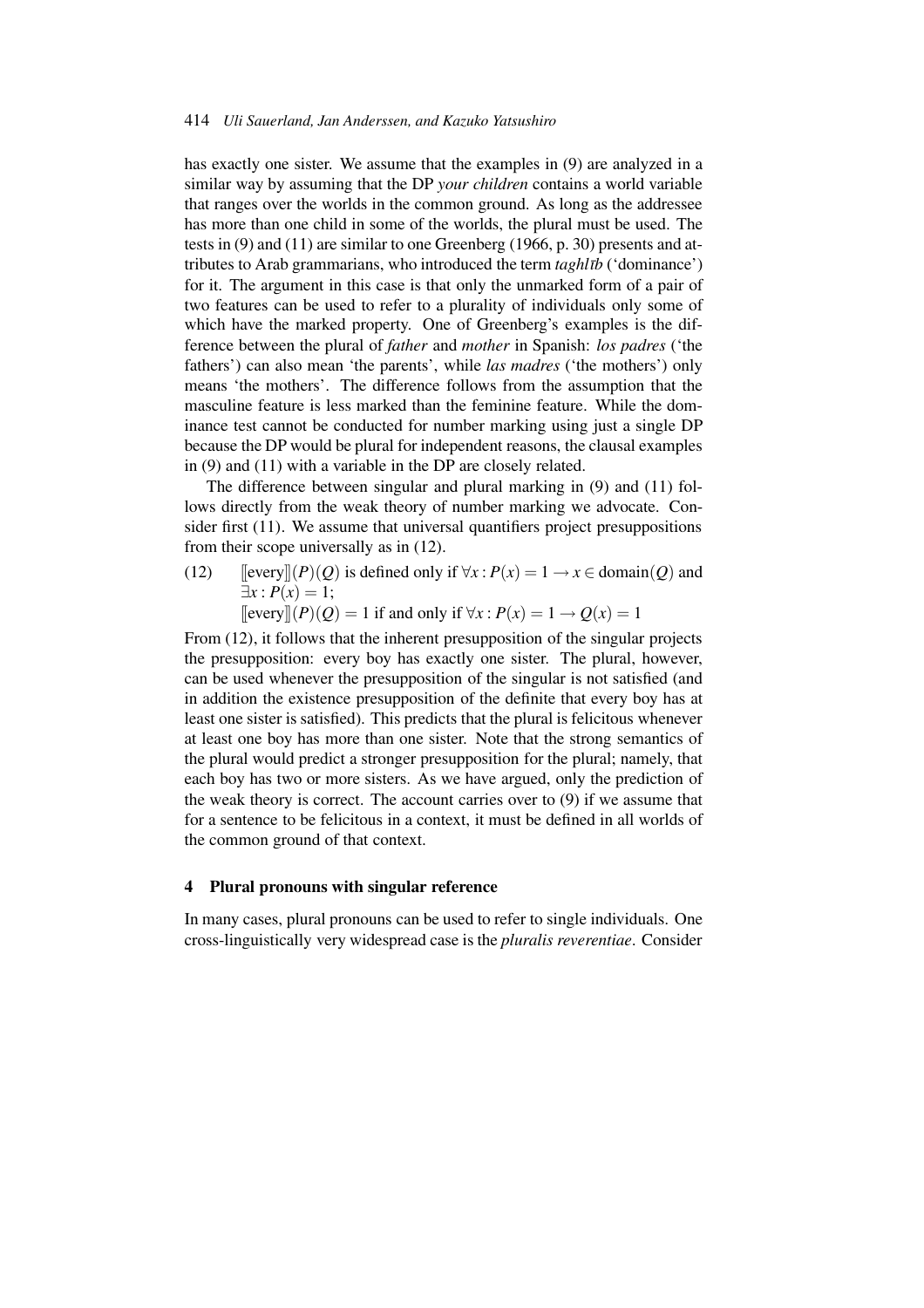has exactly one sister. We assume that the examples in (9) are analyzed in a similar way by assuming that the DP *your children* contains a world variable that ranges over the worlds in the common ground. As long as the addressee has more than one child in some of the worlds, the plural must be used. The tests in (9) and (11) are similar to one Greenberg (1966, p. 30) presents and attributes to Arab grammarians, who introduced the term *taghlīb* ('dominance') for it. The argument in this case is that only the unmarked form of a pair of two features can be used to refer to a plurality of individuals only some of which have the marked property. One of Greenberg's examples is the difference between the plural of *father* and *mother* in Spanish: *los padres* ('the fathers') can also mean 'the parents', while *las madres* ('the mothers') only means 'the mothers'. The difference follows from the assumption that the masculine feature is less marked than the feminine feature. While the dominance test cannot be conducted for number marking using just a single DP because the DP would be plural for independent reasons, the clausal examples in (9) and (11) with a variable in the DP are closely related.

The difference between singular and plural marking in (9) and (11) follows directly from the weak theory of number marking we advocate. Consider first (11). We assume that universal quantifiers project presuppositions from their scope universally as in (12).

(12) $[\![\text{every}]\!](P)(Q)$ is defined only if $\forall x : P(x) = 1 \rightarrow x \in \text{domain}(Q)$ and $\exists x : P(x) = 1$;
$[\![\text{every}]\!](P)(Q) = 1$ if and only if $\forall x : P(x) = 1 \rightarrow Q(x) = 1$

From (12), it follows that the inherent presupposition of the singular projects the presupposition: every boy has exactly one sister. The plural, however, can be used whenever the presupposition of the singular is not satisfied (and in addition the existence presupposition of the definite that every boy has at least one sister is satisfied). This predicts that the plural is felicitous whenever at least one boy has more than one sister. Note that the strong semantics of the plural would predict a stronger presupposition for the plural; namely, that each boy has two or more sisters. As we have argued, only the prediction of the weak theory is correct. The account carries over to (9) if we assume that for a sentence to be felicitous in a context, it must be defined in all worlds of the common ground of that context.

## 4 Plural pronouns with singular reference

In many cases, plural pronouns can be used to refer to single individuals. One cross-linguistically very widespread case is the *pluralis reverentiae*. Consider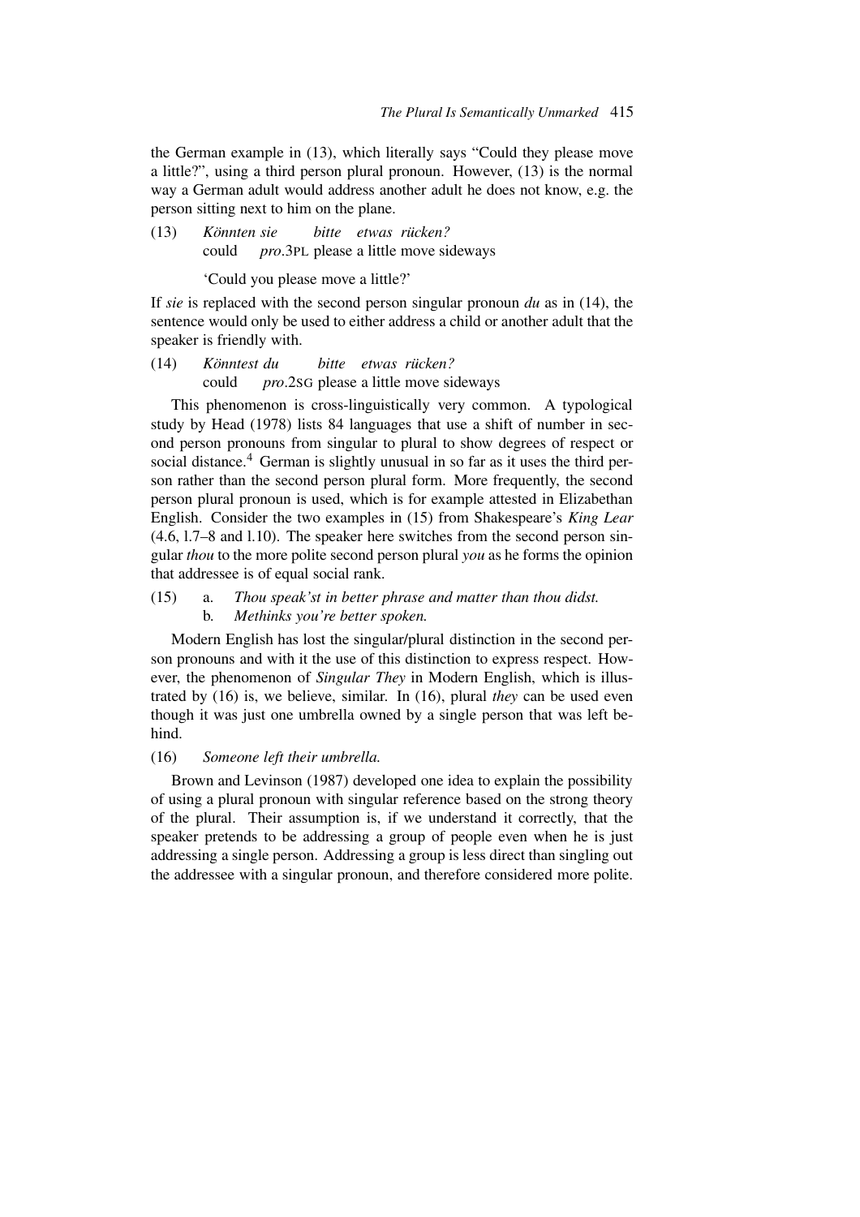the German example in (13), which literally says "Could they please move a little?", using a third person plural pronoun. However, (13) is the normal way a German adult would address another adult he does not know, e.g. the person sitting next to him on the plane.

(13) *Könnten sie bitte etwas rücken?*
could *pro*.3PL please a little move sideways

'Could you please move a little?'

If *sie* is replaced with the second person singular pronoun *du* as in (14), the sentence would only be used to either address a child or another adult that the speaker is friendly with.

(14) *Könntest du bitte etwas rücken?*
could *pro*.2SG please a little move sideways

This phenomenon is cross-linguistically very common. A typological study by Head (1978) lists 84 languages that use a shift of number in second person pronouns from singular to plural to show degrees of respect or social distance.[4] German is slightly unusual in so far as it uses the third person rather than the second person plural form. More frequently, the second person plural pronoun is used, which is for example attested in Elizabethan English. Consider the two examples in (15) from Shakespeare's *King Lear* (4.6, l.7–8 and l.10). The speaker here switches from the second person singular *thou* to the more polite second person plural *you* as he forms the opinion that addressee is of equal social rank.

(15) a. *Thou speak'st in better phrase and matter than thou didst.*
b. *Methinks you're better spoken.*

Modern English has lost the singular/plural distinction in the second person pronouns and with it the use of this distinction to express respect. However, the phenomenon of *Singular They* in Modern English, which is illustrated by (16) is, we believe, similar. In (16), plural *they* can be used even though it was just one umbrella owned by a single person that was left behind.

(16) *Someone left their umbrella.*

Brown and Levinson (1987) developed one idea to explain the possibility of using a plural pronoun with singular reference based on the strong theory of the plural. Their assumption is, if we understand it correctly, that the speaker pretends to be addressing a group of people even when he is just addressing a single person. Addressing a group is less direct than singling out the addressee with a singular pronoun, and therefore considered more polite.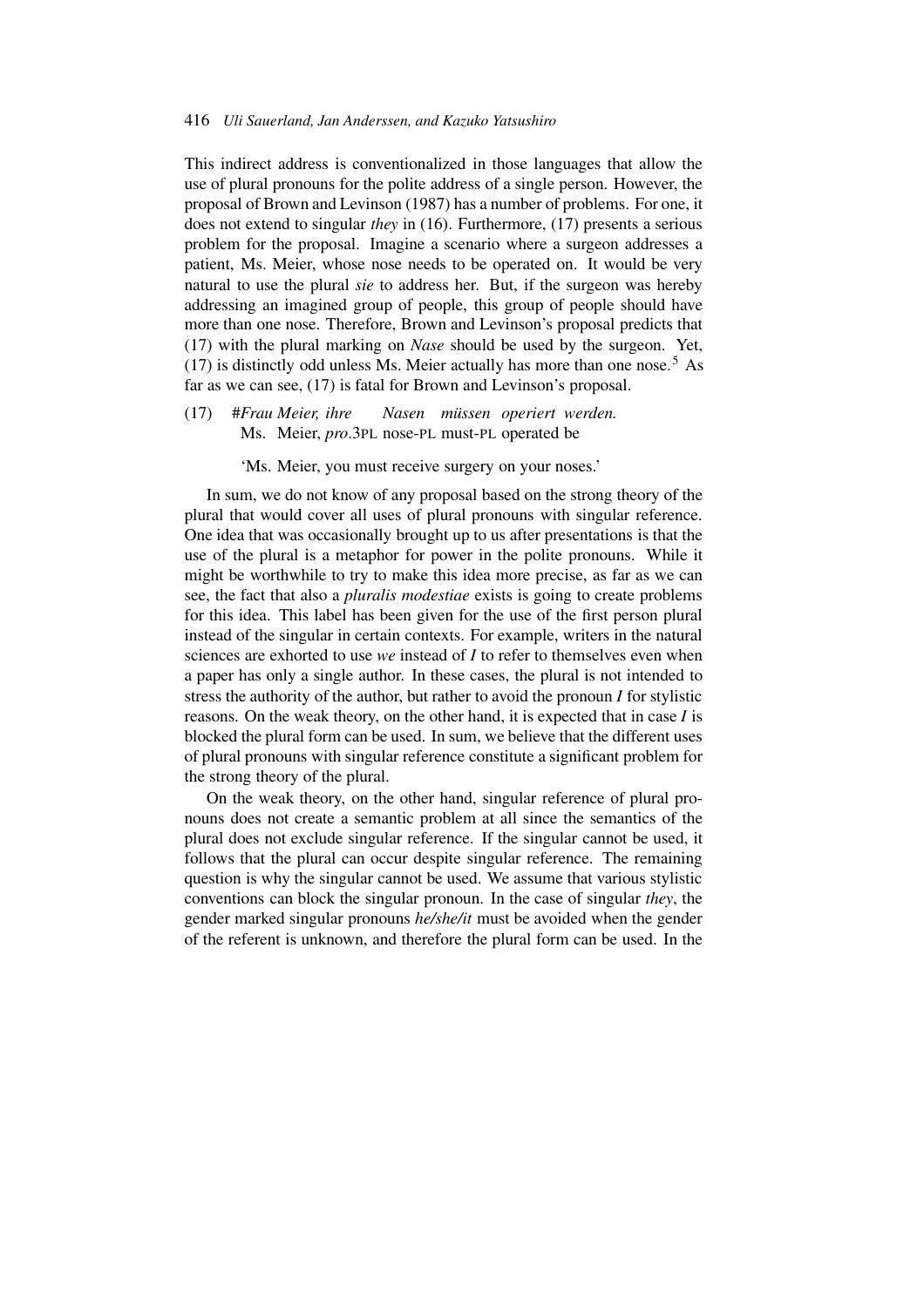This indirect address is conventionalized in those languages that allow the use of plural pronouns for the polite address of a single person. However, the proposal of Brown and Levinson (1987) has a number of problems. For one, it does not extend to singular *they* in (16). Furthermore, (17) presents a serious problem for the proposal. Imagine a scenario where a surgeon addresses a patient, Ms. Meier, whose nose needs to be operated on. It would be very natural to use the plural *sie* to address her. But, if the surgeon was hereby addressing an imagined group of people, this group of people should have more than one nose. Therefore, Brown and Levinson's proposal predicts that (17) with the plural marking on *Nase* should be used by the surgeon. Yet, (17) is distinctly odd unless Ms. Meier actually has more than one nose.[5] As far as we can see, (17) is fatal for Brown and Levinson's proposal.

(17) #*Frau Meier, ihre Nasen müssen operiert werden.*
Ms. Meier, *pro*.3PL nose-PL must-PL operated be

'Ms. Meier, you must receive surgery on your noses.'

In sum, we do not know of any proposal based on the strong theory of the plural that would cover all uses of plural pronouns with singular reference. One idea that was occasionally brought up to us after presentations is that the use of the plural is a metaphor for power in the polite pronouns. While it might be worthwhile to try to make this idea more precise, as far as we can see, the fact that also a *pluralis modestiae* exists is going to create problems for this idea. This label has been given for the use of the first person plural instead of the singular in certain contexts. For example, writers in the natural sciences are exhorted to use *we* instead of *I* to refer to themselves even when a paper has only a single author. In these cases, the plural is not intended to stress the authority of the author, but rather to avoid the pronoun *I* for stylistic reasons. On the weak theory, on the other hand, it is expected that in case *I* is blocked the plural form can be used. In sum, we believe that the different uses of plural pronouns with singular reference constitute a significant problem for the strong theory of the plural.

On the weak theory, on the other hand, singular reference of plural pronouns does not create a semantic problem at all since the semantics of the plural does not exclude singular reference. If the singular cannot be used, it follows that the plural can occur despite singular reference. The remaining question is why the singular cannot be used. We assume that various stylistic conventions can block the singular pronoun. In the case of singular *they*, the gender marked singular pronouns *he/she/it* must be avoided when the gender of the referent is unknown, and therefore the plural form can be used. In the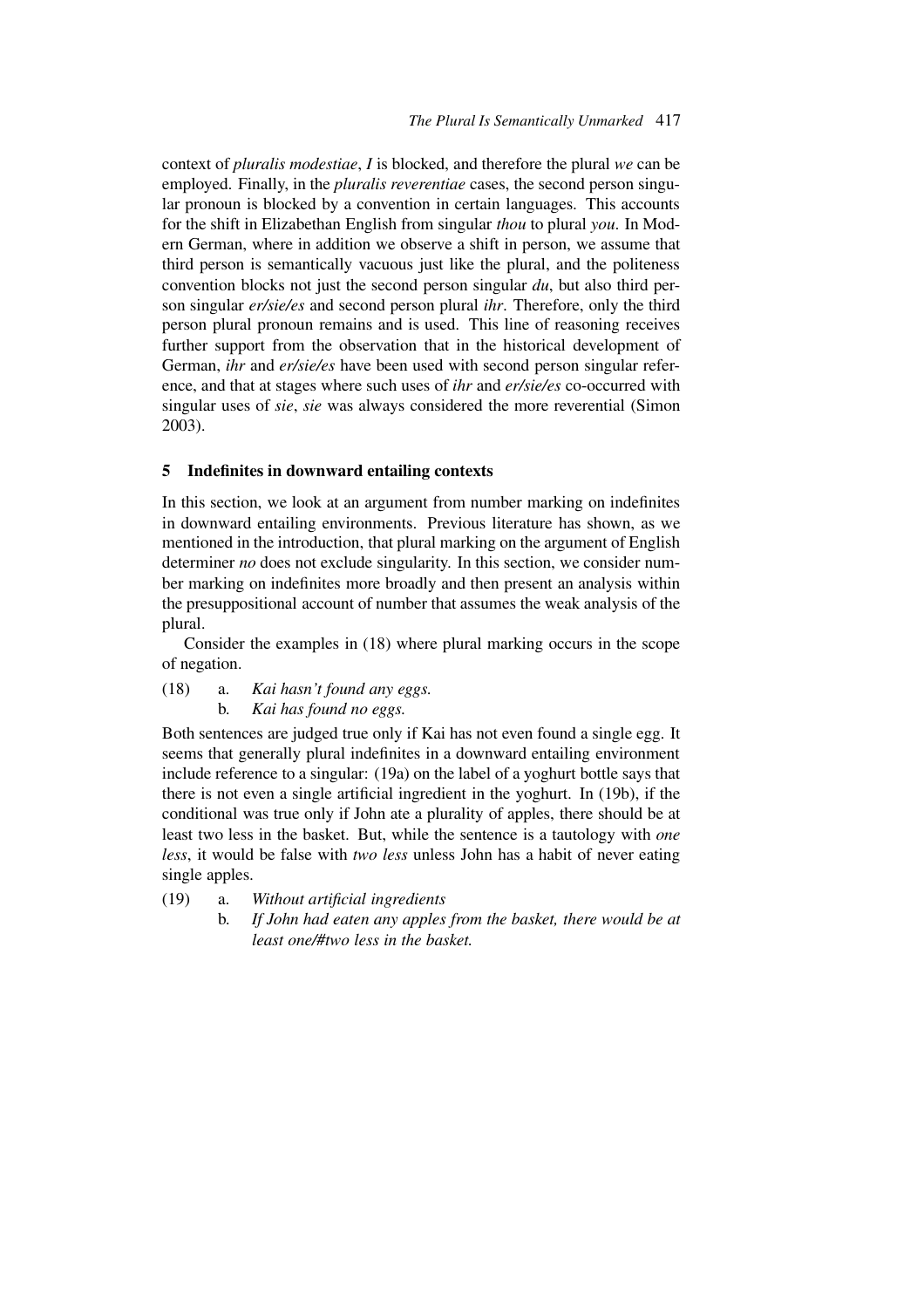context of *pluralis modestiae*, *I* is blocked, and therefore the plural *we* can be employed. Finally, in the *pluralis reverentiae* cases, the second person singular pronoun is blocked by a convention in certain languages. This accounts for the shift in Elizabethan English from singular *thou* to plural *you*. In Modern German, where in addition we observe a shift in person, we assume that third person is semantically vacuous just like the plural, and the politeness convention blocks not just the second person singular *du*, but also third person singular *er/sie/es* and second person plural *ihr*. Therefore, only the third person plural pronoun remains and is used. This line of reasoning receives further support from the observation that in the historical development of German, *ihr* and *er/sie/es* have been used with second person singular reference, and that at stages where such uses of *ihr* and *er/sie/es* co-occurred with singular uses of *sie*, *sie* was always considered the more reverential (Simon 2003).

## 5 Indefinites in downward entailing contexts

In this section, we look at an argument from number marking on indefinites in downward entailing environments. Previous literature has shown, as we mentioned in the introduction, that plural marking on the argument of English determiner *no* does not exclude singularity. In this section, we consider number marking on indefinites more broadly and then present an analysis within the presuppositional account of number that assumes the weak analysis of the plural.

Consider the examples in (18) where plural marking occurs in the scope of negation.

(18) a. *Kai hasn't found any eggs.*
   b. *Kai has found no eggs.*

Both sentences are judged true only if Kai has not even found a single egg. It seems that generally plural indefinites in a downward entailing environment include reference to a singular: (19a) on the label of a yoghurt bottle says that there is not even a single artificial ingredient in the yoghurt. In (19b), if the conditional was true only if John ate a plurality of apples, there should be at least two less in the basket. But, while the sentence is a tautology with *one less*, it would be false with *two less* unless John has a habit of never eating single apples.

(19) a. *Without artificial ingredients*
   b. *If John had eaten any apples from the basket, there would be at least one/#two less in the basket.*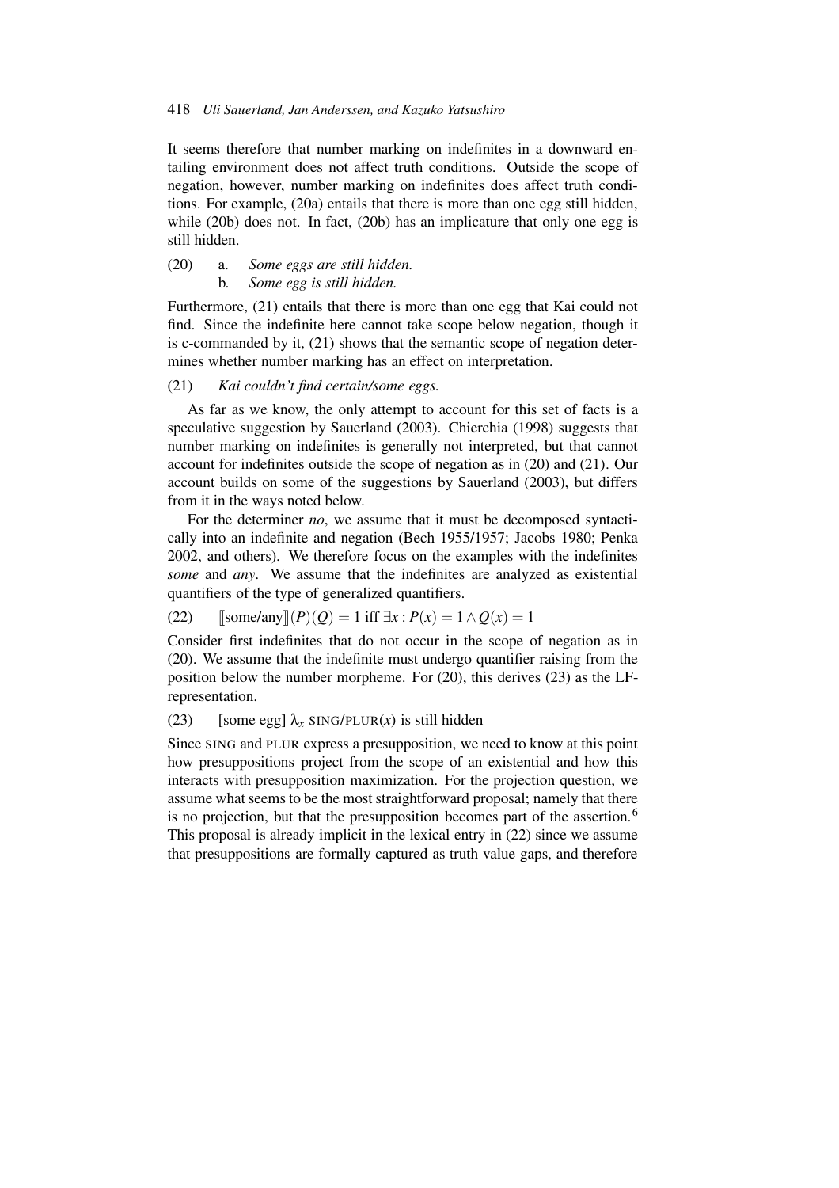It seems therefore that number marking on indefinites in a downward entailing environment does not affect truth conditions. Outside the scope of negation, however, number marking on indefinites does affect truth conditions. For example, (20a) entails that there is more than one egg still hidden, while (20b) does not. In fact, (20b) has an implicature that only one egg is still hidden.

(20) a. *Some eggs are still hidden.*
 b. *Some egg is still hidden.*

Furthermore, (21) entails that there is more than one egg that Kai could not find. Since the indefinite here cannot take scope below negation, though it is c-commanded by it, (21) shows that the semantic scope of negation determines whether number marking has an effect on interpretation.

(21) *Kai couldn't find certain/some eggs.*

As far as we know, the only attempt to account for this set of facts is a speculative suggestion by Sauerland (2003). Chierchia (1998) suggests that number marking on indefinites is generally not interpreted, but that cannot account for indefinites outside the scope of negation as in (20) and (21). Our account builds on some of the suggestions by Sauerland (2003), but differs from it in the ways noted below.

For the determiner *no*, we assume that it must be decomposed syntactically into an indefinite and negation (Bech 1955/1957; Jacobs 1980; Penka 2002, and others). We therefore focus on the examples with the indefinites *some* and *any*. We assume that the indefinites are analyzed as existential quantifiers of the type of generalized quantifiers.

(22) $[\![\text{some/any}]\!](P)(Q) = 1$ iff $\exists x : P(x) = 1 \wedge Q(x) = 1$

Consider first indefinites that do not occur in the scope of negation as in (20). We assume that the indefinite must undergo quantifier raising from the position below the number morpheme. For (20), this derives (23) as the LF-representation.

(23) [some egg] $\lambda_x$ SING/PLUR($x$) is still hidden

Since SING and PLUR express a presupposition, we need to know at this point how presuppositions project from the scope of an existential and how this interacts with presupposition maximization. For the projection question, we assume what seems to be the most straightforward proposal; namely that there is no projection, but that the presupposition becomes part of the assertion.[6] This proposal is already implicit in the lexical entry in (22) since we assume that presuppositions are formally captured as truth value gaps, and therefore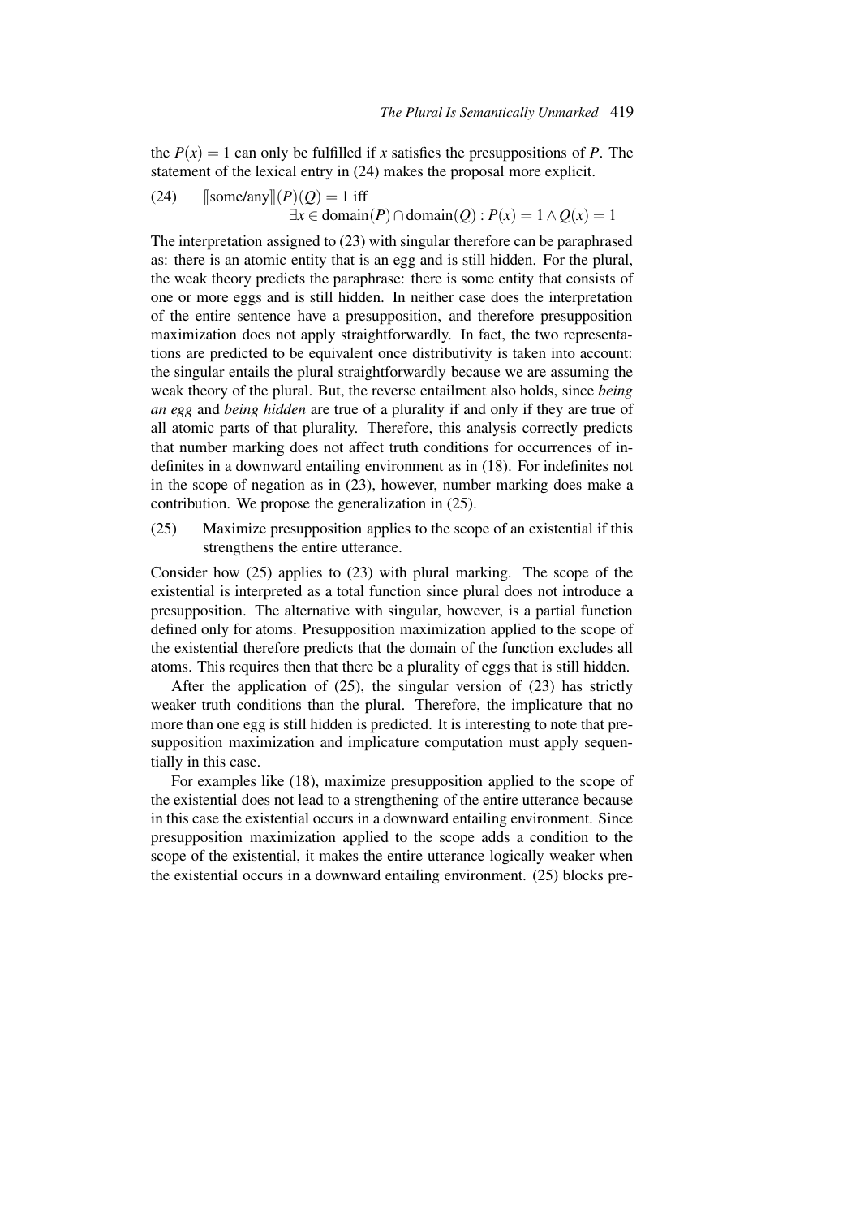the $P(x) = 1$ can only be fulfilled if $x$ satisfies the presuppositions of $P$. The statement of the lexical entry in (24) makes the proposal more explicit.

(24) $[\![\text{some/any}]\!](P)(Q) = 1$ iff
$$\exists x \in \text{domain}(P) \cap \text{domain}(Q) : P(x) = 1 \wedge Q(x) = 1$$

The interpretation assigned to (23) with singular therefore can be paraphrased as: there is an atomic entity that is an egg and is still hidden. For the plural, the weak theory predicts the paraphrase: there is some entity that consists of one or more eggs and is still hidden. In neither case does the interpretation of the entire sentence have a presupposition, and therefore presupposition maximization does not apply straightforwardly. In fact, the two representations are predicted to be equivalent once distributivity is taken into account: the singular entails the plural straightforwardly because we are assuming the weak theory of the plural. But, the reverse entailment also holds, since *being an egg* and *being hidden* are true of a plurality if and only if they are true of all atomic parts of that plurality. Therefore, this analysis correctly predicts that number marking does not affect truth conditions for occurrences of indefinites in a downward entailing environment as in (18). For indefinites not in the scope of negation as in (23), however, number marking does make a contribution. We propose the generalization in (25).

(25) Maximize presupposition applies to the scope of an existential if this strengthens the entire utterance.

Consider how (25) applies to (23) with plural marking. The scope of the existential is interpreted as a total function since plural does not introduce a presupposition. The alternative with singular, however, is a partial function defined only for atoms. Presupposition maximization applied to the scope of the existential therefore predicts that the domain of the function excludes all atoms. This requires then that there be a plurality of eggs that is still hidden.

After the application of (25), the singular version of (23) has strictly weaker truth conditions than the plural. Therefore, the implicature that no more than one egg is still hidden is predicted. It is interesting to note that presupposition maximization and implicature computation must apply sequentially in this case.

For examples like (18), maximize presupposition applied to the scope of the existential does not lead to a strengthening of the entire utterance because in this case the existential occurs in a downward entailing environment. Since presupposition maximization applied to the scope adds a condition to the scope of the existential, it makes the entire utterance logically weaker when the existential occurs in a downward entailing environment. (25) blocks pre-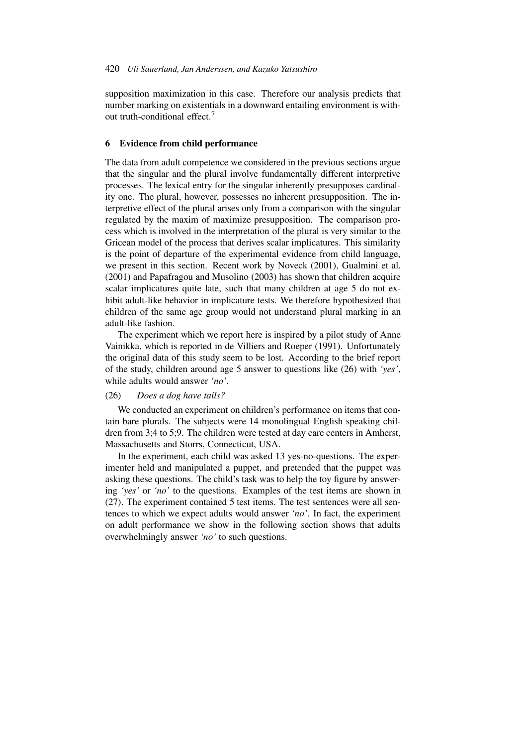supposition maximization in this case. Therefore our analysis predicts that number marking on existentials in a downward entailing environment is without truth-conditional effect.[7]

## 6 Evidence from child performance

The data from adult competence we considered in the previous sections argue that the singular and the plural involve fundamentally different interpretive processes. The lexical entry for the singular inherently presupposes cardinality one. The plural, however, possesses no inherent presupposition. The interpretive effect of the plural arises only from a comparison with the singular regulated by the maxim of maximize presupposition. The comparison process which is involved in the interpretation of the plural is very similar to the Gricean model of the process that derives scalar implicatures. This similarity is the point of departure of the experimental evidence from child language, we present in this section. Recent work by Noveck (2001), Gualmini et al. (2001) and Papafragou and Musolino (2003) has shown that children acquire scalar implicatures quite late, such that many children at age 5 do not exhibit adult-like behavior in implicature tests. We therefore hypothesized that children of the same age group would not understand plural marking in an adult-like fashion.

The experiment which we report here is inspired by a pilot study of Anne Vainikka, which is reported in de Villiers and Roeper (1991). Unfortunately the original data of this study seem to be lost. According to the brief report of the study, children around age 5 answer to questions like (26) with *'yes'*, while adults would answer *'no'*.

(26) *Does a dog have tails?*

We conducted an experiment on children's performance on items that contain bare plurals. The subjects were 14 monolingual English speaking children from 3;4 to 5;9. The children were tested at day care centers in Amherst, Massachusetts and Storrs, Connecticut, USA.

In the experiment, each child was asked 13 yes-no-questions. The experimenter held and manipulated a puppet, and pretended that the puppet was asking these questions. The child's task was to help the toy figure by answering *'yes'* or *'no'* to the questions. Examples of the test items are shown in (27). The experiment contained 5 test items. The test sentences were all sentences to which we expect adults would answer *'no'*. In fact, the experiment on adult performance we show in the following section shows that adults overwhelmingly answer *'no'* to such questions.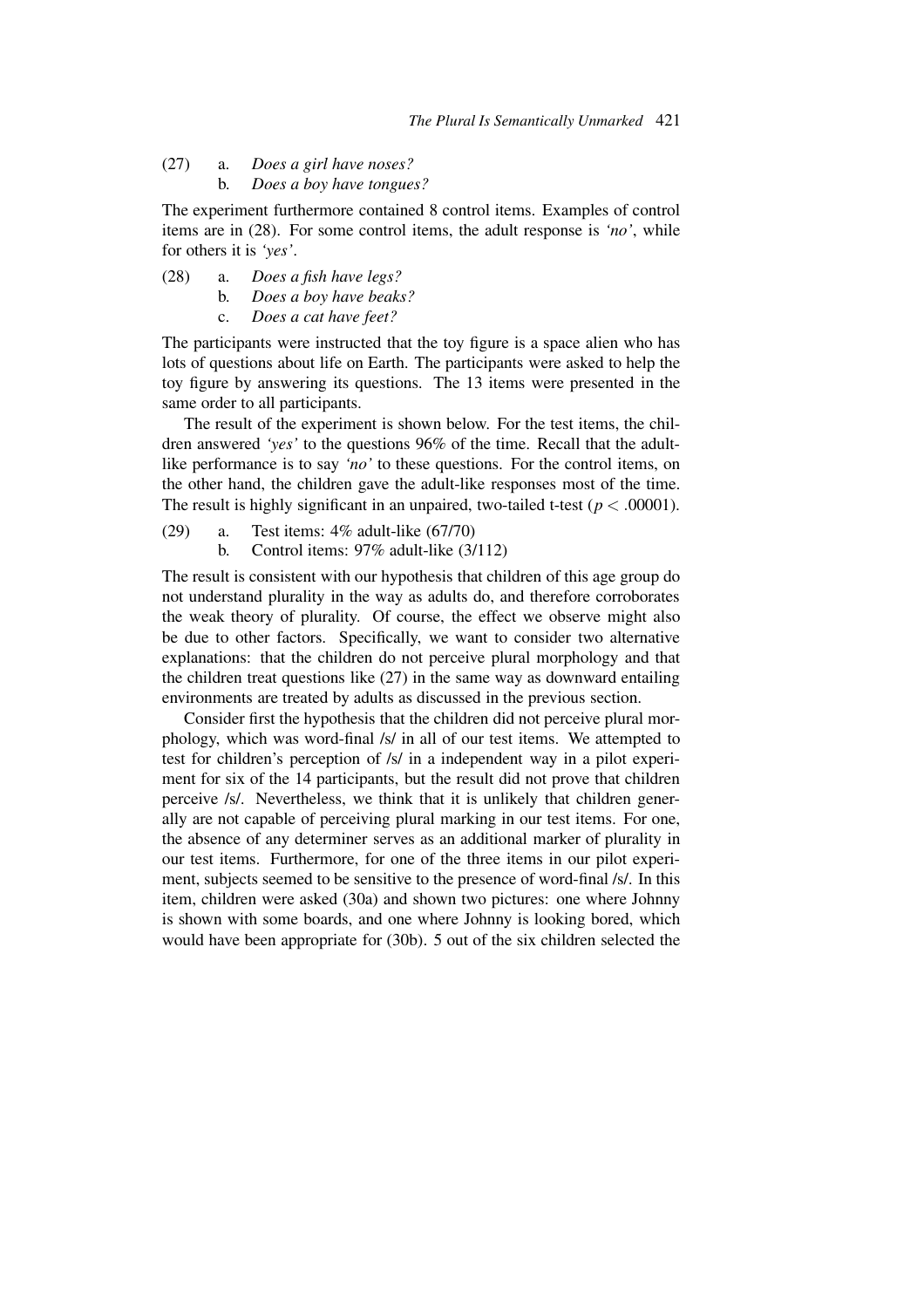(27) a. *Does a girl have noses?*
 b. *Does a boy have tongues?*

The experiment furthermore contained 8 control items. Examples of control items are in (28). For some control items, the adult response is *'no'*, while for others it is *'yes'*.

(28) a. *Does a fish have legs?*
 b. *Does a boy have beaks?*
 c. *Does a cat have feet?*

The participants were instructed that the toy figure is a space alien who has lots of questions about life on Earth. The participants were asked to help the toy figure by answering its questions. The 13 items were presented in the same order to all participants.

The result of the experiment is shown below. For the test items, the children answered *'yes'* to the questions 96% of the time. Recall that the adult-like performance is to say *'no'* to these questions. For the control items, on the other hand, the children gave the adult-like responses most of the time. The result is highly significant in an unpaired, two-tailed t-test ($p < .00001$).

(29) a. Test items: 4% adult-like (67/70)
 b. Control items: 97% adult-like (3/112)

The result is consistent with our hypothesis that children of this age group do not understand plurality in the way as adults do, and therefore corroborates the weak theory of plurality. Of course, the effect we observe might also be due to other factors. Specifically, we want to consider two alternative explanations: that the children do not perceive plural morphology and that the children treat questions like (27) in the same way as downward entailing environments are treated by adults as discussed in the previous section.

Consider first the hypothesis that the children did not perceive plural morphology, which was word-final /s/ in all of our test items. We attempted to test for children's perception of /s/ in a independent way in a pilot experiment for six of the 14 participants, but the result did not prove that children perceive /s/. Nevertheless, we think that it is unlikely that children generally are not capable of perceiving plural marking in our test items. For one, the absence of any determiner serves as an additional marker of plurality in our test items. Furthermore, for one of the three items in our pilot experiment, subjects seemed to be sensitive to the presence of word-final /s/. In this item, children were asked (30a) and shown two pictures: one where Johnny is shown with some boards, and one where Johnny is looking bored, which would have been appropriate for (30b). 5 out of the six children selected the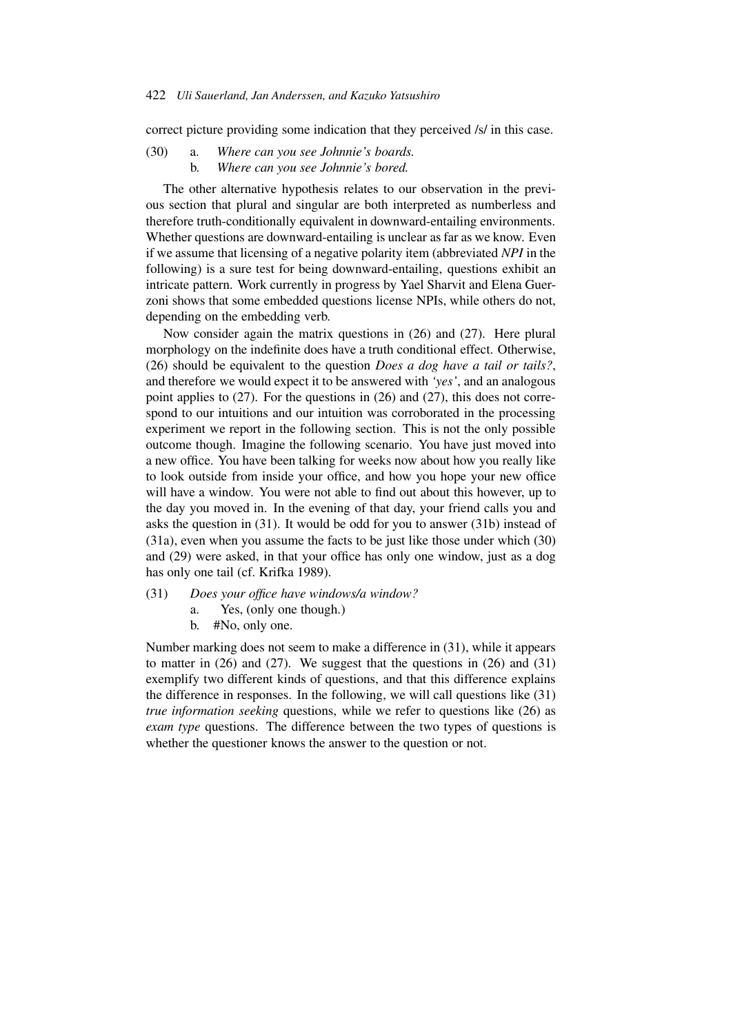correct picture providing some indication that they perceived /s/ in this case.

(30) a. *Where can you see Johnnie's boards.*
b. *Where can you see Johnnie's bored.*

The other alternative hypothesis relates to our observation in the previous section that plural and singular are both interpreted as numberless and therefore truth-conditionally equivalent in downward-entailing environments. Whether questions are downward-entailing is unclear as far as we know. Even if we assume that licensing of a negative polarity item (abbreviated *NPI* in the following) is a sure test for being downward-entailing, questions exhibit an intricate pattern. Work currently in progress by Yael Sharvit and Elena Guerzoni shows that some embedded questions license NPIs, while others do not, depending on the embedding verb.

Now consider again the matrix questions in (26) and (27). Here plural morphology on the indefinite does have a truth conditional effect. Otherwise, (26) should be equivalent to the question *Does a dog have a tail or tails?*, and therefore we would expect it to be answered with *'yes'*, and an analogous point applies to (27). For the questions in (26) and (27), this does not correspond to our intuitions and our intuition was corroborated in the processing experiment we report in the following section. This is not the only possible outcome though. Imagine the following scenario. You have just moved into a new office. You have been talking for weeks now about how you really like to look outside from inside your office, and how you hope your new office will have a window. You were not able to find out about this however, up to the day you moved in. In the evening of that day, your friend calls you and asks the question in (31). It would be odd for you to answer (31b) instead of (31a), even when you assume the facts to be just like those under which (30) and (29) were asked, in that your office has only one window, just as a dog has only one tail (cf. Krifka 1989).

(31) *Does your office have windows/a window?*
a. Yes, (only one though.)
b. #No, only one.

Number marking does not seem to make a difference in (31), while it appears to matter in (26) and (27). We suggest that the questions in (26) and (31) exemplify two different kinds of questions, and that this difference explains the difference in responses. In the following, we will call questions like (31) *true information seeking* questions, while we refer to questions like (26) as *exam type* questions. The difference between the two types of questions is whether the questioner knows the answer to the question or not.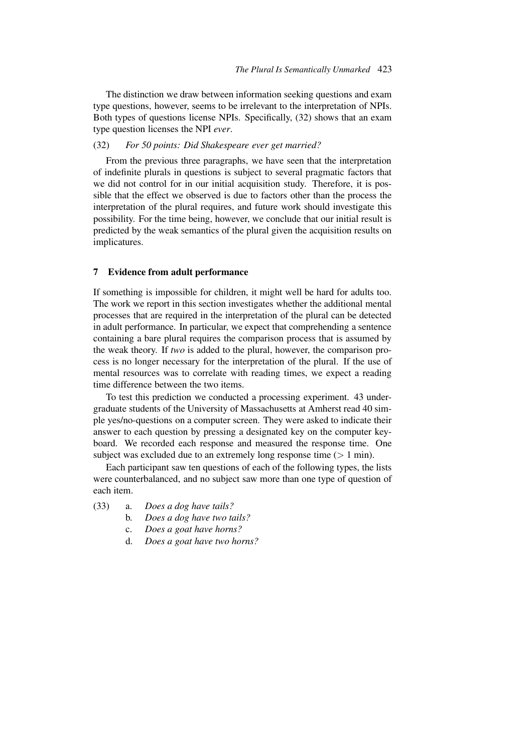The distinction we draw between information seeking questions and exam type questions, however, seems to be irrelevant to the interpretation of NPIs. Both types of questions license NPIs. Specifically, (32) shows that an exam type question licenses the NPI *ever*.

(32) *For 50 points: Did Shakespeare ever get married?*

From the previous three paragraphs, we have seen that the interpretation of indefinite plurals in questions is subject to several pragmatic factors that we did not control for in our initial acquisition study. Therefore, it is possible that the effect we observed is due to factors other than the process the interpretation of the plural requires, and future work should investigate this possibility. For the time being, however, we conclude that our initial result is predicted by the weak semantics of the plural given the acquisition results on implicatures.

## 7 Evidence from adult performance

If something is impossible for children, it might well be hard for adults too. The work we report in this section investigates whether the additional mental processes that are required in the interpretation of the plural can be detected in adult performance. In particular, we expect that comprehending a sentence containing a bare plural requires the comparison process that is assumed by the weak theory. If *two* is added to the plural, however, the comparison process is no longer necessary for the interpretation of the plural. If the use of mental resources was to correlate with reading times, we expect a reading time difference between the two items.

To test this prediction we conducted a processing experiment. 43 undergraduate students of the University of Massachusetts at Amherst read 40 simple yes/no-questions on a computer screen. They were asked to indicate their answer to each question by pressing a designated key on the computer keyboard. We recorded each response and measured the response time. One subject was excluded due to an extremely long response time (> 1 min).

Each participant saw ten questions of each of the following types, the lists were counterbalanced, and no subject saw more than one type of question of each item.

(33) a. *Does a dog have tails?*
     b. *Does a dog have two tails?*
     c. *Does a goat have horns?*
     d. *Does a goat have two horns?*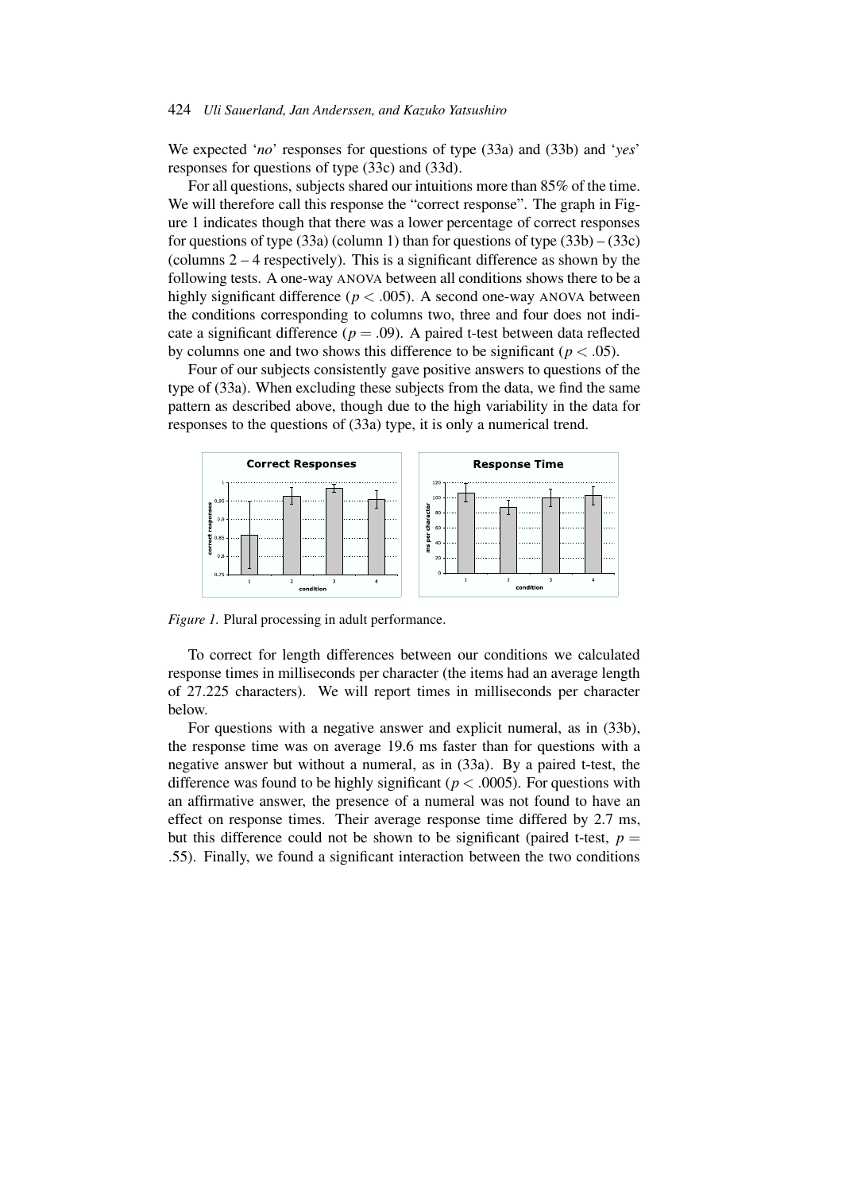We expected '*no*' responses for questions of type (33a) and (33b) and '*yes*' responses for questions of type (33c) and (33d).

For all questions, subjects shared our intuitions more than 85% of the time. We will therefore call this response the "correct response". The graph in Figure 1 indicates though that there was a lower percentage of correct responses for questions of type (33a) (column 1) than for questions of type (33b) – (33c) (columns 2 – 4 respectively). This is a significant difference as shown by the following tests. A one-way ANOVA between all conditions shows there to be a highly significant difference ($p < .005$). A second one-way ANOVA between the conditions corresponding to columns two, three and four does not indicate a significant difference ($p = .09$). A paired t-test between data reflected by columns one and two shows this difference to be significant ($p < .05$).

Four of our subjects consistently gave positive answers to questions of the type of (33a). When excluding these subjects from the data, we find the same pattern as described above, though due to the high variability in the data for responses to the questions of (33a) type, it is only a numerical trend.

*Figure 1.* Plural processing in adult performance.

To correct for length differences between our conditions we calculated response times in milliseconds per character (the items had an average length of 27.225 characters). We will report times in milliseconds per character below.

For questions with a negative answer and explicit numeral, as in (33b), the response time was on average 19.6 ms faster than for questions with a negative answer but without a numeral, as in (33a). By a paired t-test, the difference was found to be highly significant ($p < .0005$). For questions with an affirmative answer, the presence of a numeral was not found to have an effect on response times. Their average response time differed by 2.7 ms, but this difference could not be shown to be significant (paired t-test, $p = .55$). Finally, we found a significant interaction between the two conditions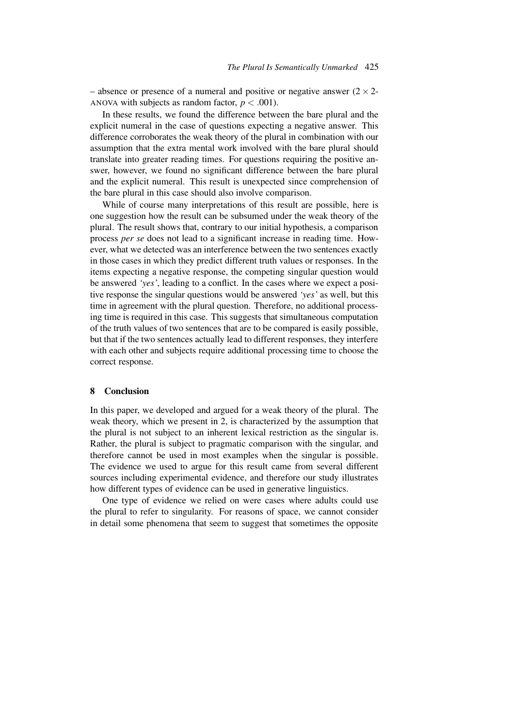– absence or presence of a numeral and positive or negative answer ($2 \times 2$-ANOVA with subjects as random factor, $p < .001$).

In these results, we found the difference between the bare plural and the explicit numeral in the case of questions expecting a negative answer. This difference corroborates the weak theory of the plural in combination with our assumption that the extra mental work involved with the bare plural should translate into greater reading times. For questions requiring the positive answer, however, we found no significant difference between the bare plural and the explicit numeral. This result is unexpected since comprehension of the bare plural in this case should also involve comparison.

While of course many interpretations of this result are possible, here is one suggestion how the result can be subsumed under the weak theory of the plural. The result shows that, contrary to our initial hypothesis, a comparison process *per se* does not lead to a significant increase in reading time. However, what we detected was an interference between the two sentences exactly in those cases in which they predict different truth values or responses. In the items expecting a negative response, the competing singular question would be answered *'yes'*, leading to a conflict. In the cases where we expect a positive response the singular questions would be answered *'yes'* as well, but this time in agreement with the plural question. Therefore, no additional processing time is required in this case. This suggests that simultaneous computation of the truth values of two sentences that are to be compared is easily possible, but that if the two sentences actually lead to different responses, they interfere with each other and subjects require additional processing time to choose the correct response.

## 8 Conclusion

In this paper, we developed and argued for a weak theory of the plural. The weak theory, which we present in 2, is characterized by the assumption that the plural is not subject to an inherent lexical restriction as the singular is. Rather, the plural is subject to pragmatic comparison with the singular, and therefore cannot be used in most examples when the singular is possible. The evidence we used to argue for this result came from several different sources including experimental evidence, and therefore our study illustrates how different types of evidence can be used in generative linguistics.

One type of evidence we relied on were cases where adults could use the plural to refer to singularity. For reasons of space, we cannot consider in detail some phenomena that seem to suggest that sometimes the opposite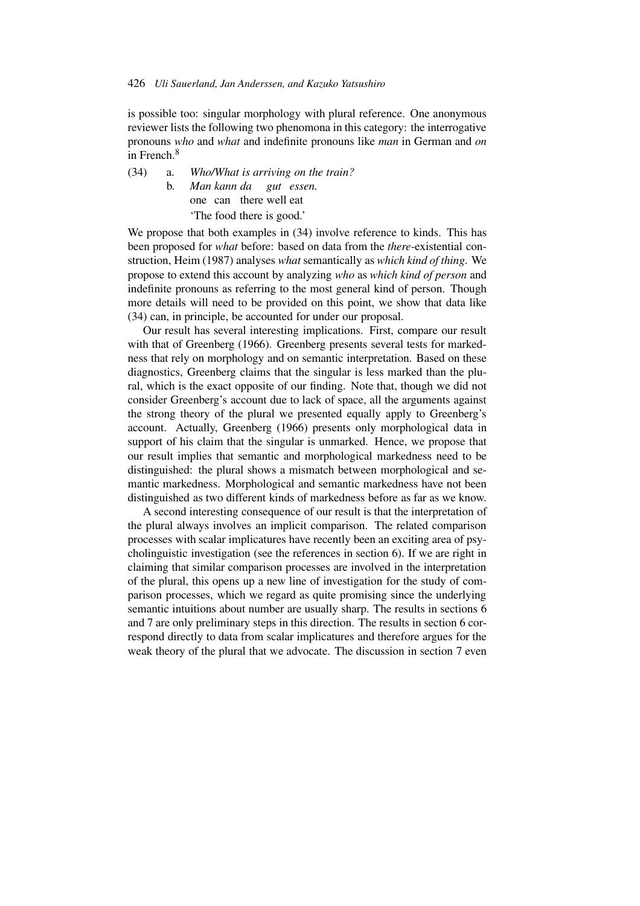is possible too: singular morphology with plural reference. One anonymous reviewer lists the following two phenomona in this category: the interrogative pronouns *who* and *what* and indefinite pronouns like *man* in German and *on* in French.[8]

(34) a. *Who/What is arriving on the train?*
  b. *Man kann da gut essen.*
  one can there well eat
  'The food there is good.'

We propose that both examples in (34) involve reference to kinds. This has been proposed for *what* before: based on data from the *there*-existential construction, Heim (1987) analyses *what* semantically as *which kind of thing*. We propose to extend this account by analyzing *who* as *which kind of person* and indefinite pronouns as referring to the most general kind of person. Though more details will need to be provided on this point, we show that data like (34) can, in principle, be accounted for under our proposal.

Our result has several interesting implications. First, compare our result with that of Greenberg (1966). Greenberg presents several tests for markedness that rely on morphology and on semantic interpretation. Based on these diagnostics, Greenberg claims that the singular is less marked than the plural, which is the exact opposite of our finding. Note that, though we did not consider Greenberg's account due to lack of space, all the arguments against the strong theory of the plural we presented equally apply to Greenberg's account. Actually, Greenberg (1966) presents only morphological data in support of his claim that the singular is unmarked. Hence, we propose that our result implies that semantic and morphological markedness need to be distinguished: the plural shows a mismatch between morphological and semantic markedness. Morphological and semantic markedness have not been distinguished as two different kinds of markedness before as far as we know.

A second interesting consequence of our result is that the interpretation of the plural always involves an implicit comparison. The related comparison processes with scalar implicatures have recently been an exciting area of psycholinguistic investigation (see the references in section 6). If we are right in claiming that similar comparison processes are involved in the interpretation of the plural, this opens up a new line of investigation for the study of comparison processes, which we regard as quite promising since the underlying semantic intuitions about number are usually sharp. The results in sections 6 and 7 are only preliminary steps in this direction. The results in section 6 correspond directly to data from scalar implicatures and therefore argues for the weak theory of the plural that we advocate. The discussion in section 7 even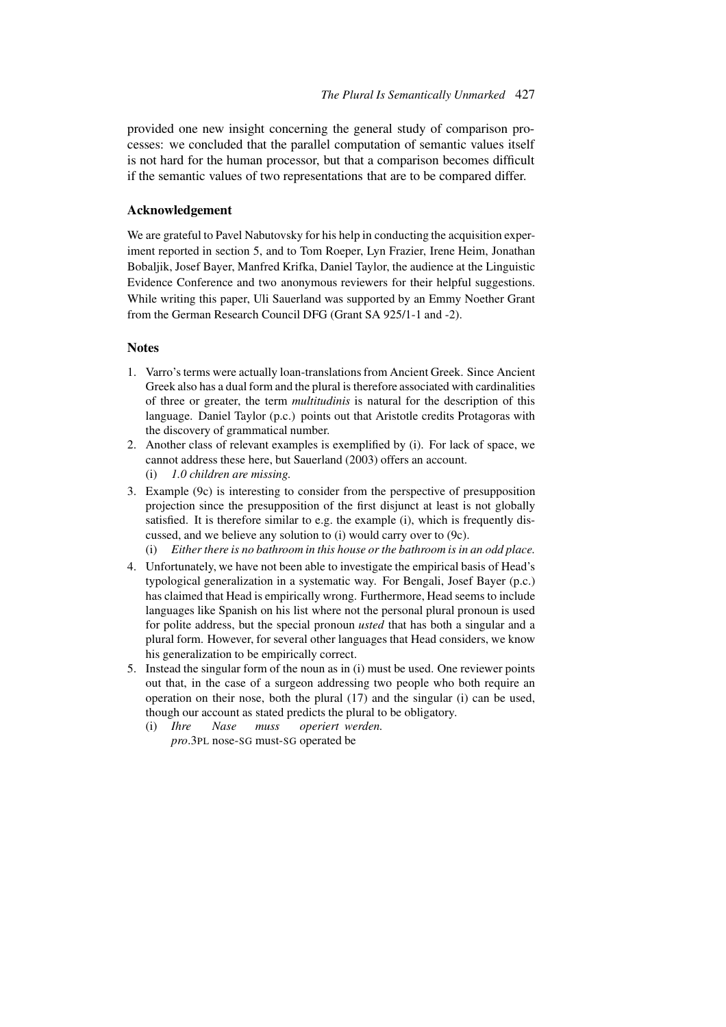provided one new insight concerning the general study of comparison processes: we concluded that the parallel computation of semantic values itself is not hard for the human processor, but that a comparison becomes difficult if the semantic values of two representations that are to be compared differ.

### Acknowledgement

We are grateful to Pavel Nabutovsky for his help in conducting the acquisition experiment reported in section 5, and to Tom Roeper, Lyn Frazier, Irene Heim, Jonathan Bobaljik, Josef Bayer, Manfred Krifka, Daniel Taylor, the audience at the Linguistic Evidence Conference and two anonymous reviewers for their helpful suggestions. While writing this paper, Uli Sauerland was supported by an Emmy Noether Grant from the German Research Council DFG (Grant SA 925/1-1 and -2).

### Notes

1. Varro's terms were actually loan-translations from Ancient Greek. Since Ancient Greek also has a dual form and the plural is therefore associated with cardinalities of three or greater, the term *multitudinis* is natural for the description of this language. Daniel Taylor (p.c.) points out that Aristotle credits Protagoras with the discovery of grammatical number.
2. Another class of relevant examples is exemplified by (i). For lack of space, we cannot address these here, but Sauerland (2003) offers an account.
   (i) *1.0 children are missing.*
3. Example (9c) is interesting to consider from the perspective of presupposition projection since the presupposition of the first disjunct at least is not globally satisfied. It is therefore similar to e.g. the example (i), which is frequently discussed, and we believe any solution to (i) would carry over to (9c).
   (i) *Either there is no bathroom in this house or the bathroom is in an odd place.*
4. Unfortunately, we have not been able to investigate the empirical basis of Head's typological generalization in a systematic way. For Bengali, Josef Bayer (p.c.) has claimed that Head is empirically wrong. Furthermore, Head seems to include languages like Spanish on his list where not the personal plural pronoun is used for polite address, but the special pronoun *usted* that has both a singular and a plural form. However, for several other languages that Head considers, we know his generalization to be empirically correct.
5. Instead the singular form of the noun as in (i) must be used. One reviewer points out that, in the case of a surgeon addressing two people who both require an operation on their nose, both the plural (17) and the singular (i) can be used, though our account as stated predicts the plural to be obligatory.
   (i) *Ihre Nase muss operiert werden.*
   *pro*.3PL nose-SG must-SG operated be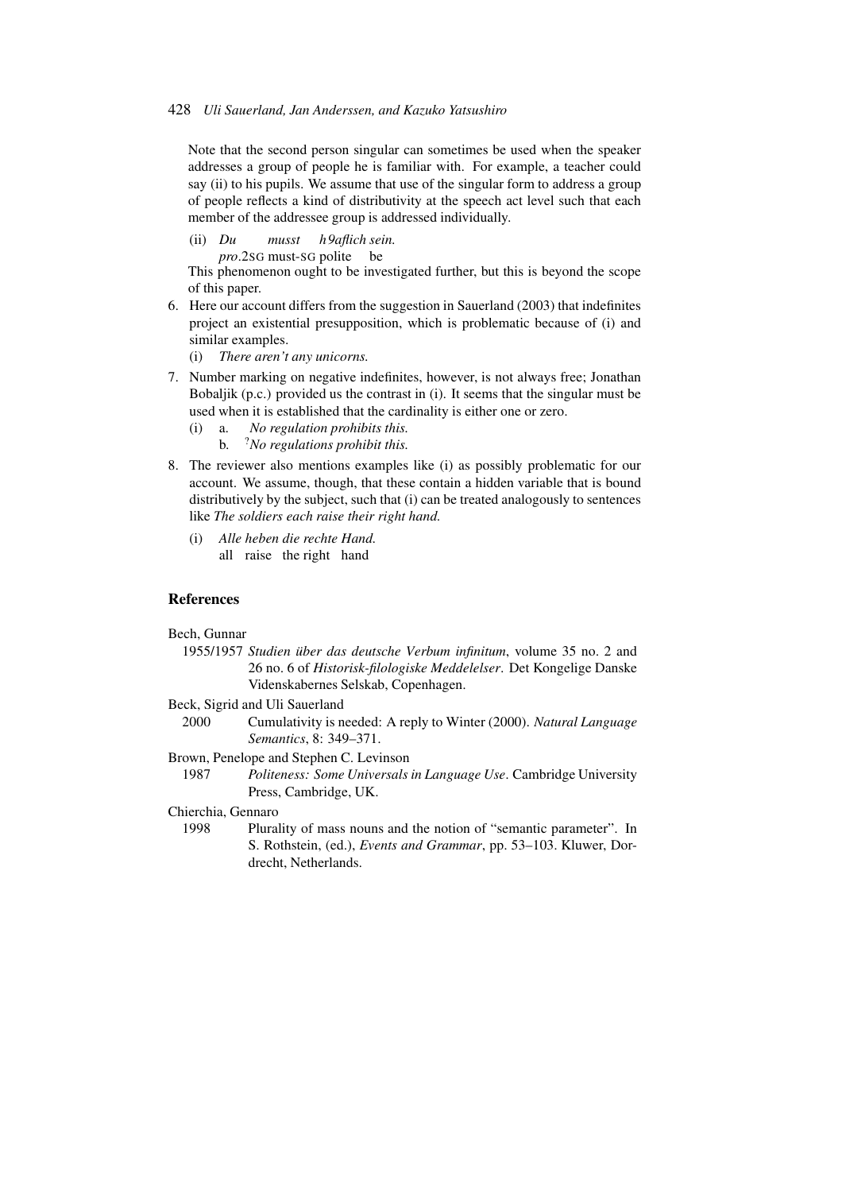Note that the second person singular can sometimes be used when the speaker addresses a group of people he is familiar with. For example, a teacher could say (ii) to his pupils. We assume that use of the singular form to address a group of people reflects a kind of distributivity at the speech act level such that each member of the addressee group is addressed individually.

(ii) *Du musst h9aflich sein.*
*pro*.2SG must-SG polite be

This phenomenon ought to be investigated further, but this is beyond the scope of this paper.

6. Here our account differs from the suggestion in Sauerland (2003) that indefinites project an existential presupposition, which is problematic because of (i) and similar examples.
   (i) *There aren't any unicorns.*
7. Number marking on negative indefinites, however, is not always free; Jonathan Bobaljik (p.c.) provided us the contrast in (i). It seems that the singular must be used when it is established that the cardinality is either one or zero.
   (i) a. *No regulation prohibits this.*
   b. ?*No regulations prohibit this.*
8. The reviewer also mentions examples like (i) as possibly problematic for our account. We assume, though, that these contain a hidden variable that is bound distributively by the subject, such that (i) can be treated analogously to sentences like *The soldiers each raise their right hand.*
   (i) *Alle heben die rechte Hand.*
   all raise the right hand

## References

Bech, Gunnar
1955/1957 *Studien über das deutsche Verbum infinitum*, volume 35 no. 2 and 26 no. 6 of *Historisk-filologiske Meddelelser*. Det Kongelige Danske Videnskabernes Selskab, Copenhagen.

Beck, Sigrid and Uli Sauerland
2000 Cumulativity is needed: A reply to Winter (2000). *Natural Language Semantics*, 8: 349–371.

Brown, Penelope and Stephen C. Levinson
1987 *Politeness: Some Universals in Language Use*. Cambridge University Press, Cambridge, UK.

Chierchia, Gennaro
1998 Plurality of mass nouns and the notion of "semantic parameter". In S. Rothstein, (ed.), *Events and Grammar*, pp. 53–103. Kluwer, Dordrecht, Netherlands.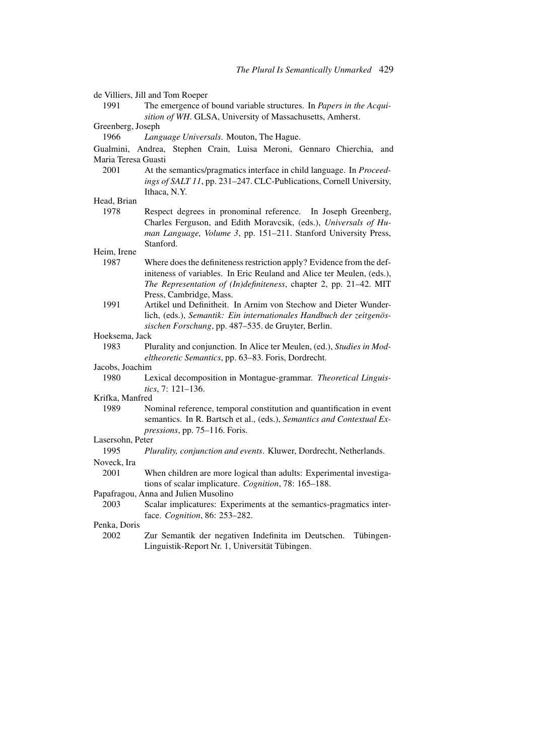de Villiers, Jill and Tom Roeper

1991 The emergence of bound variable structures. In *Papers in the Acquisition of WH*. GLSA, University of Massachusetts, Amherst.

Greenberg, Joseph

1966 *Language Universals*. Mouton, The Hague.

Gualmini, Andrea, Stephen Crain, Luisa Meroni, Gennaro Chierchia, and Maria Teresa Guasti

2001 At the semantics/pragmatics interface in child language. In *Proceedings of SALT 11*, pp. 231–247. CLC-Publications, Cornell University, Ithaca, N.Y.

Head, Brian

1978 Respect degrees in pronominal reference. In Joseph Greenberg, Charles Ferguson, and Edith Moravcsik, (eds.), *Universals of Human Language, Volume 3*, pp. 151–211. Stanford University Press, Stanford.

Heim, Irene

1987 Where does the definiteness restriction apply? Evidence from the definiteness of variables. In Eric Reuland and Alice ter Meulen, (eds.), *The Representation of (In)definiteness*, chapter 2, pp. 21–42. MIT Press, Cambridge, Mass.

1991 Artikel und Definitheit. In Arnim von Stechow and Dieter Wunderlich, (eds.), *Semantik: Ein internationales Handbuch der zeitgenössischen Forschung*, pp. 487–535. de Gruyter, Berlin.

Hoeksema, Jack

1983 Plurality and conjunction. In Alice ter Meulen, (ed.), *Studies in Modeltheoretic Semantics*, pp. 63–83. Foris, Dordrecht.

Jacobs, Joachim

1980 Lexical decomposition in Montague-grammar. *Theoretical Linguistics*, 7: 121–136.

Krifka, Manfred

1989 Nominal reference, temporal constitution and quantification in event semantics. In R. Bartsch et al., (eds.), *Semantics and Contextual Expressions*, pp. 75–116. Foris.

Lasersohn, Peter

1995 *Plurality, conjunction and events*. Kluwer, Dordrecht, Netherlands.

Noveck, Ira

2001 When children are more logical than adults: Experimental investigations of scalar implicature. *Cognition*, 78: 165–188.

Papafragou, Anna and Julien Musolino

2003 Scalar implicatures: Experiments at the semantics-pragmatics interface. *Cognition*, 86: 253–282.

Penka, Doris

2002 Zur Semantik der negativen Indefinita im Deutschen. Tübingen-Linguistik-Report Nr. 1, Universität Tübingen.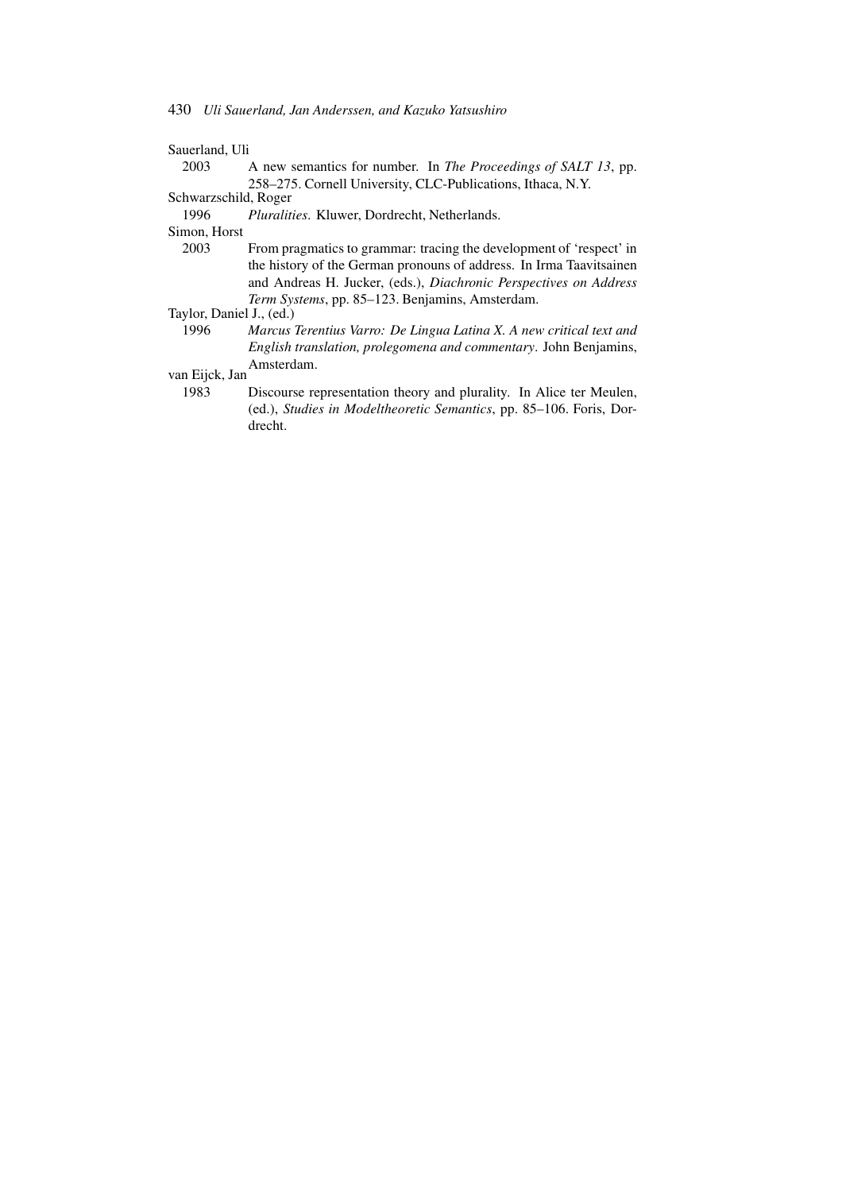Sauerland, Uli

2003 A new semantics for number. In *The Proceedings of SALT 13*, pp. 258–275. Cornell University, CLC-Publications, Ithaca, N.Y.

Schwarzschild, Roger

1996 *Pluralities*. Kluwer, Dordrecht, Netherlands.

Simon, Horst

2003 From pragmatics to grammar: tracing the development of 'respect' in the history of the German pronouns of address. In Irma Taavitsainen and Andreas H. Jucker, (eds.), *Diachronic Perspectives on Address Term Systems*, pp. 85–123. Benjamins, Amsterdam.

Taylor, Daniel J., (ed.)

1996 *Marcus Terentius Varro: De Lingua Latina X. A new critical text and English translation, prolegomena and commentary*. John Benjamins, Amsterdam.

van Eijck, Jan

1983 Discourse representation theory and plurality. In Alice ter Meulen, (ed.), *Studies in Modeltheoretic Semantics*, pp. 85–106. Foris, Dordrecht.